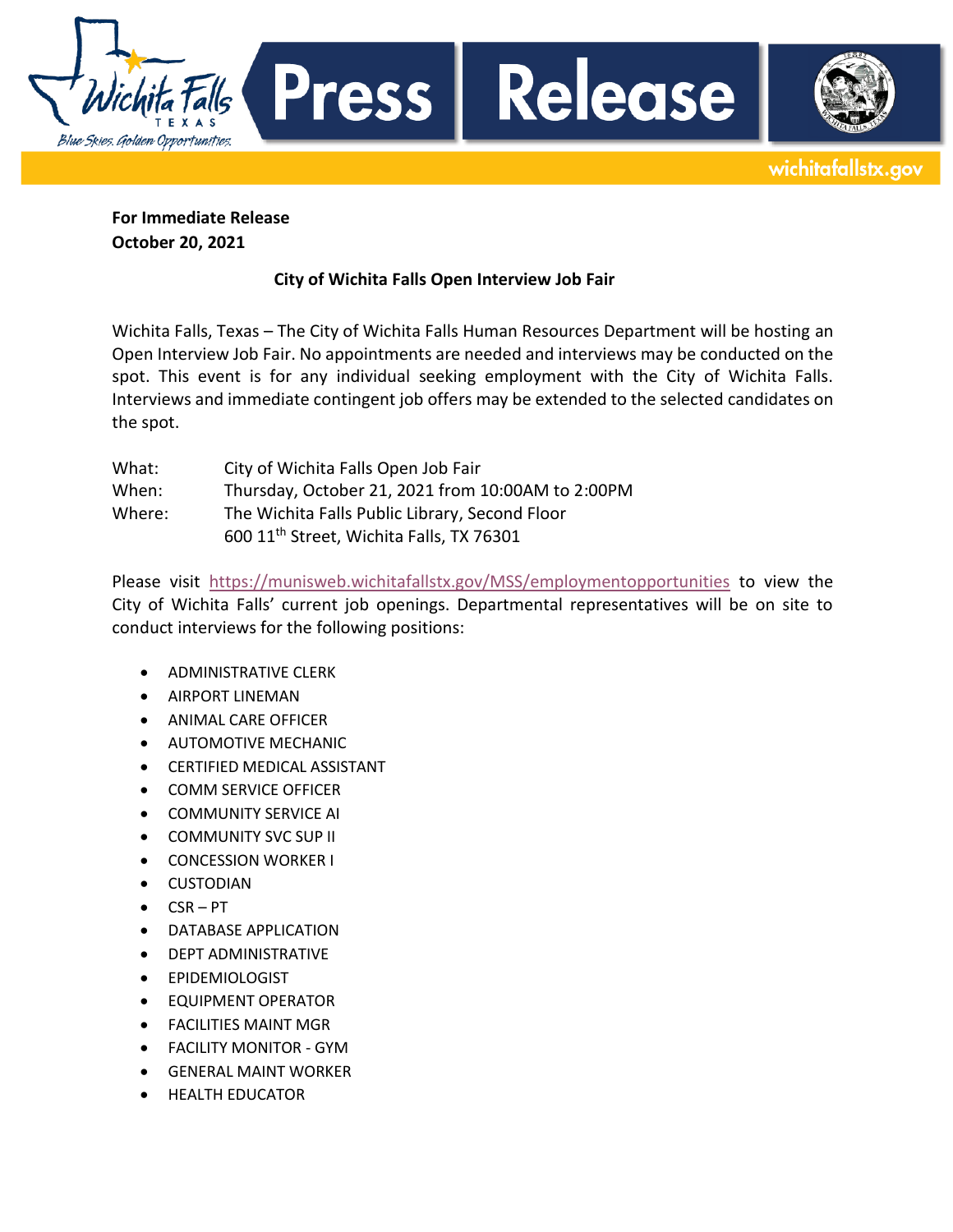Press Release

wichitafallstx.gov

**For Immediate Release**
**October 20, 2021**

**City of Wichita Falls Open Interview Job Fair**

Wichita Falls, Texas – The City of Wichita Falls Human Resources Department will be hosting an Open Interview Job Fair. No appointments are needed and interviews may be conducted on the spot. This event is for any individual seeking employment with the City of Wichita Falls. Interviews and immediate contingent job offers may be extended to the selected candidates on the spot.

What: City of Wichita Falls Open Job Fair
When: Thursday, October 21, 2021 from 10:00AM to 2:00PM
Where: The Wichita Falls Public Library, Second Floor
600 11th Street, Wichita Falls, TX 76301

Please visit https://munisweb.wichitafallstx.gov/MSS/employmentopportunities to view the City of Wichita Falls' current job openings. Departmental representatives will be on site to conduct interviews for the following positions:

- ADMINISTRATIVE CLERK
- AIRPORT LINEMAN
- ANIMAL CARE OFFICER
- AUTOMOTIVE MECHANIC
- CERTIFIED MEDICAL ASSISTANT
- COMM SERVICE OFFICER
- COMMUNITY SERVICE AI
- COMMUNITY SVC SUP II
- CONCESSION WORKER I
- CUSTODIAN
- CSR – PT
- DATABASE APPLICATION
- DEPT ADMINISTRATIVE
- EPIDEMIOLOGIST
- EQUIPMENT OPERATOR
- FACILITIES MAINT MGR
- FACILITY MONITOR - GYM
- GENERAL MAINT WORKER
- HEALTH EDUCATOR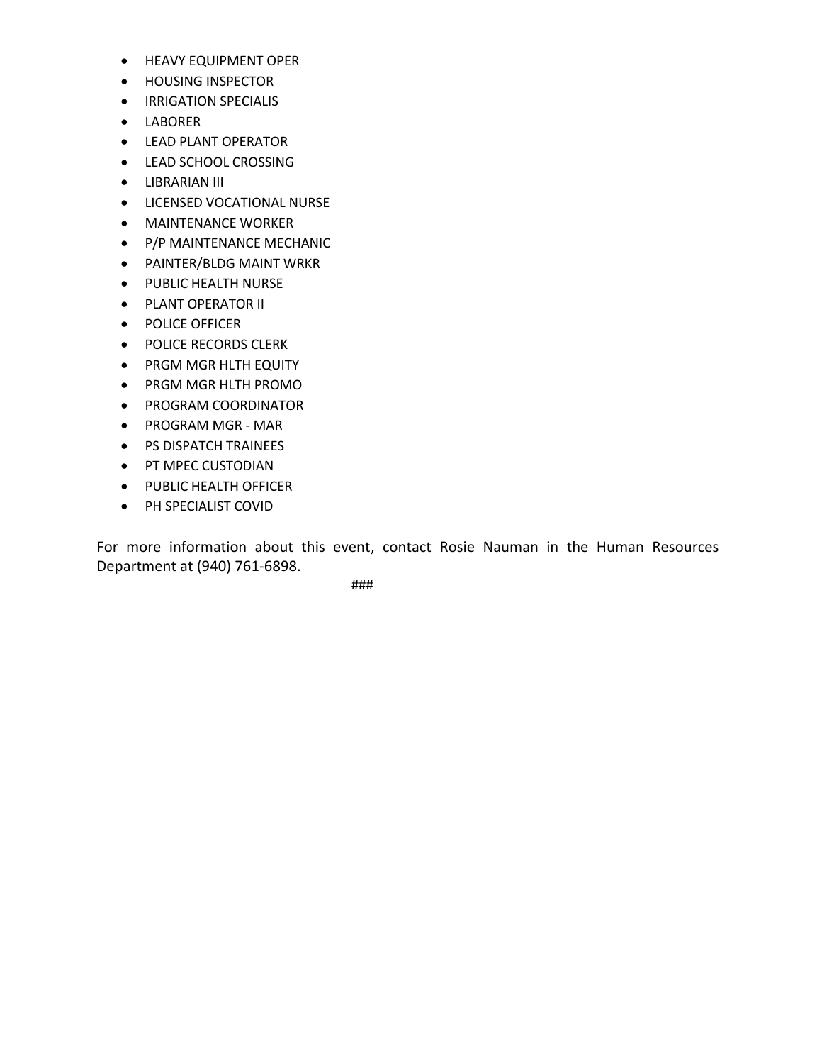- HEAVY EQUIPMENT OPER
- HOUSING INSPECTOR
- IRRIGATION SPECIALIS
- LABORER
- LEAD PLANT OPERATOR
- LEAD SCHOOL CROSSING
- LIBRARIAN III
- LICENSED VOCATIONAL NURSE
- MAINTENANCE WORKER
- P/P MAINTENANCE MECHANIC
- PAINTER/BLDG MAINT WRKR
- PUBLIC HEALTH NURSE
- PLANT OPERATOR II
- POLICE OFFICER
- POLICE RECORDS CLERK
- PRGM MGR HLTH EQUITY
- PRGM MGR HLTH PROMO
- PROGRAM COORDINATOR
- PROGRAM MGR - MAR
- PS DISPATCH TRAINEES
- PT MPEC CUSTODIAN
- PUBLIC HEALTH OFFICER
- PH SPECIALIST COVID

For more information about this event, contact Rosie Nauman in the Human Resources Department at (940) 761-6898.

###